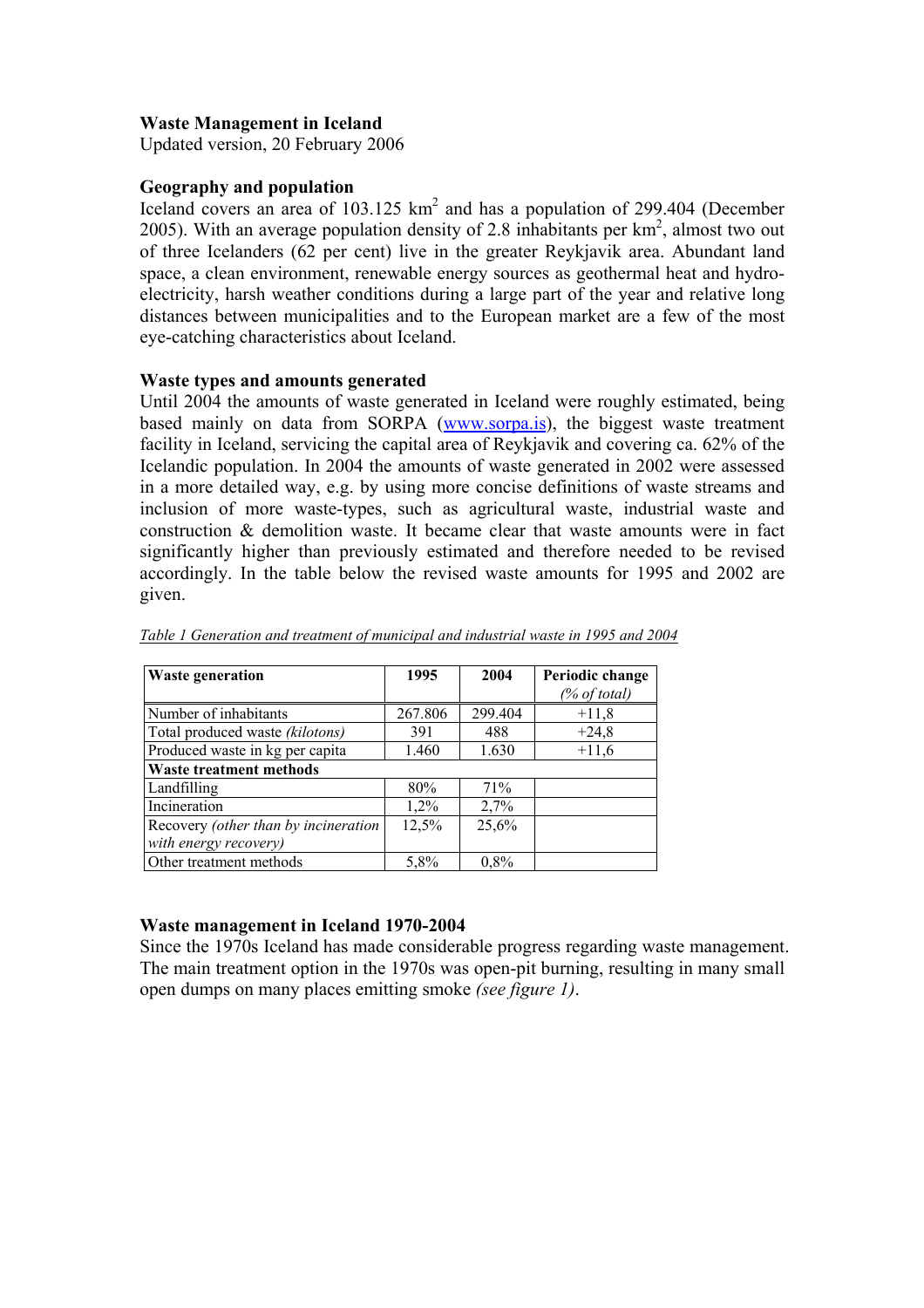**Waste Management in Iceland**
Updated version, 20 February 2006

**Geography and population**

Iceland covers an area of 103.125 km$^2$ and has a population of 299.404 (December 2005). With an average population density of 2.8 inhabitants per km$^2$, almost two out of three Icelanders (62 per cent) live in the greater Reykjavik area. Abundant land space, a clean environment, renewable energy sources as geothermal heat and hydro-electricity, harsh weather conditions during a large part of the year and relative long distances between municipalities and to the European market are a few of the most eye-catching characteristics about Iceland.

**Waste types and amounts generated**

Until 2004 the amounts of waste generated in Iceland were roughly estimated, being based mainly on data from SORPA (www.sorpa.is), the biggest waste treatment facility in Iceland, servicing the capital area of Reykjavik and covering ca. 62% of the Icelandic population. In 2004 the amounts of waste generated in 2002 were assessed in a more detailed way, e.g. by using more concise definitions of waste streams and inclusion of more waste-types, such as agricultural waste, industrial waste and construction & demolition waste. It became clear that waste amounts were in fact significantly higher than previously estimated and therefore needed to be revised accordingly. In the table below the revised waste amounts for 1995 and 2002 are given.

*Table 1 Generation and treatment of municipal and industrial waste in 1995 and 2004*

| **Waste generation** | **1995** | **2004** | **Periodic change** *(% of total)* |
|---|---|---|---|
| Number of inhabitants | 267.806 | 299.404 | +11,8 |
| Total produced waste *(kilotons)* | 391 | 488 | +24,8 |
| Produced waste in kg per capita | 1.460 | 1.630 | +11,6 |
| **Waste treatment methods** | | | |
| Landfilling | 80% | 71% | |
| Incineration | 1,2% | 2,7% | |
| Recovery *(other than by incineration with energy recovery)* | 12,5% | 25,6% | |
| Other treatment methods | 5,8% | 0,8% | |

**Waste management in Iceland 1970-2004**

Since the 1970s Iceland has made considerable progress regarding waste management. The main treatment option in the 1970s was open-pit burning, resulting in many small open dumps on many places emitting smoke *(see figure 1)*.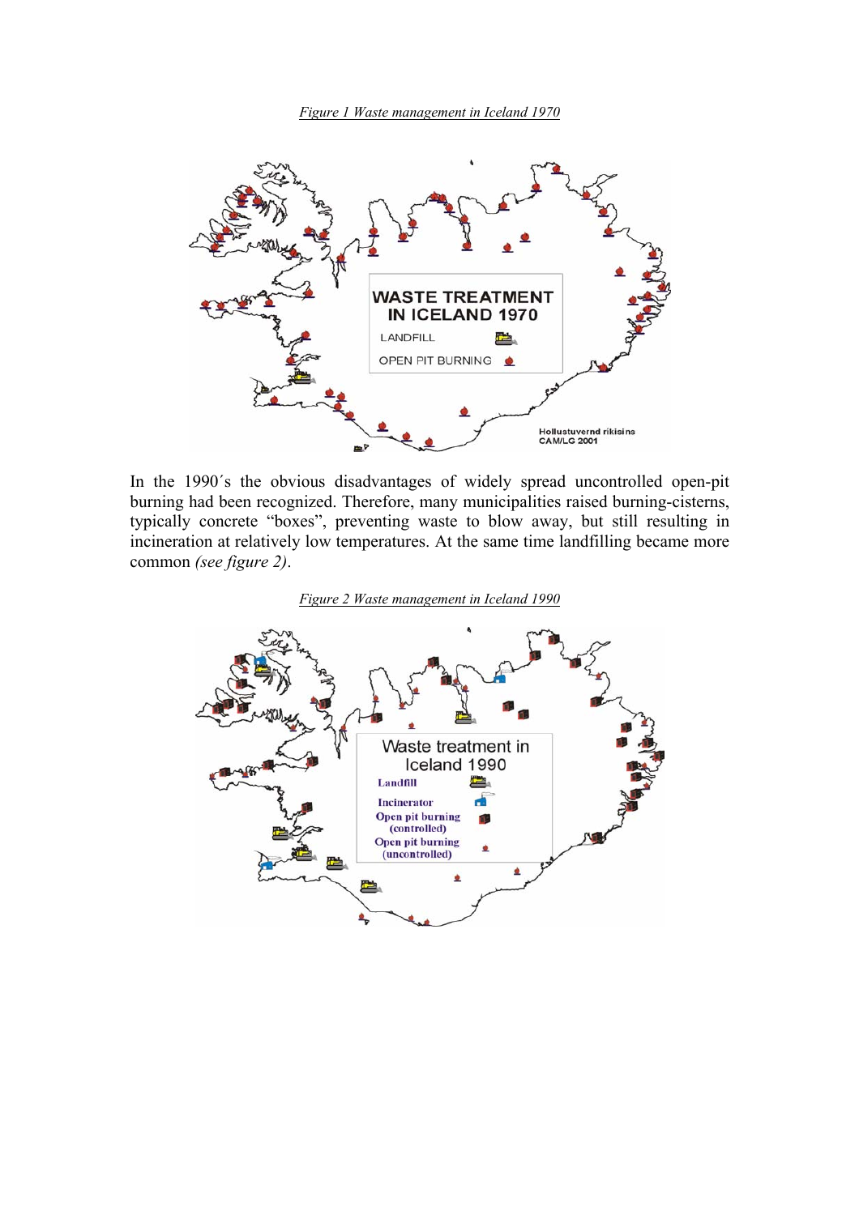*Figure 1 Waste management in Iceland 1970*

In the 1990´s the obvious disadvantages of widely spread uncontrolled open-pit burning had been recognized. Therefore, many municipalities raised burning-cisterns, typically concrete "boxes", preventing waste to blow away, but still resulting in incineration at relatively low temperatures. At the same time landfilling became more common *(see figure 2)*.

*Figure 2 Waste management in Iceland 1990*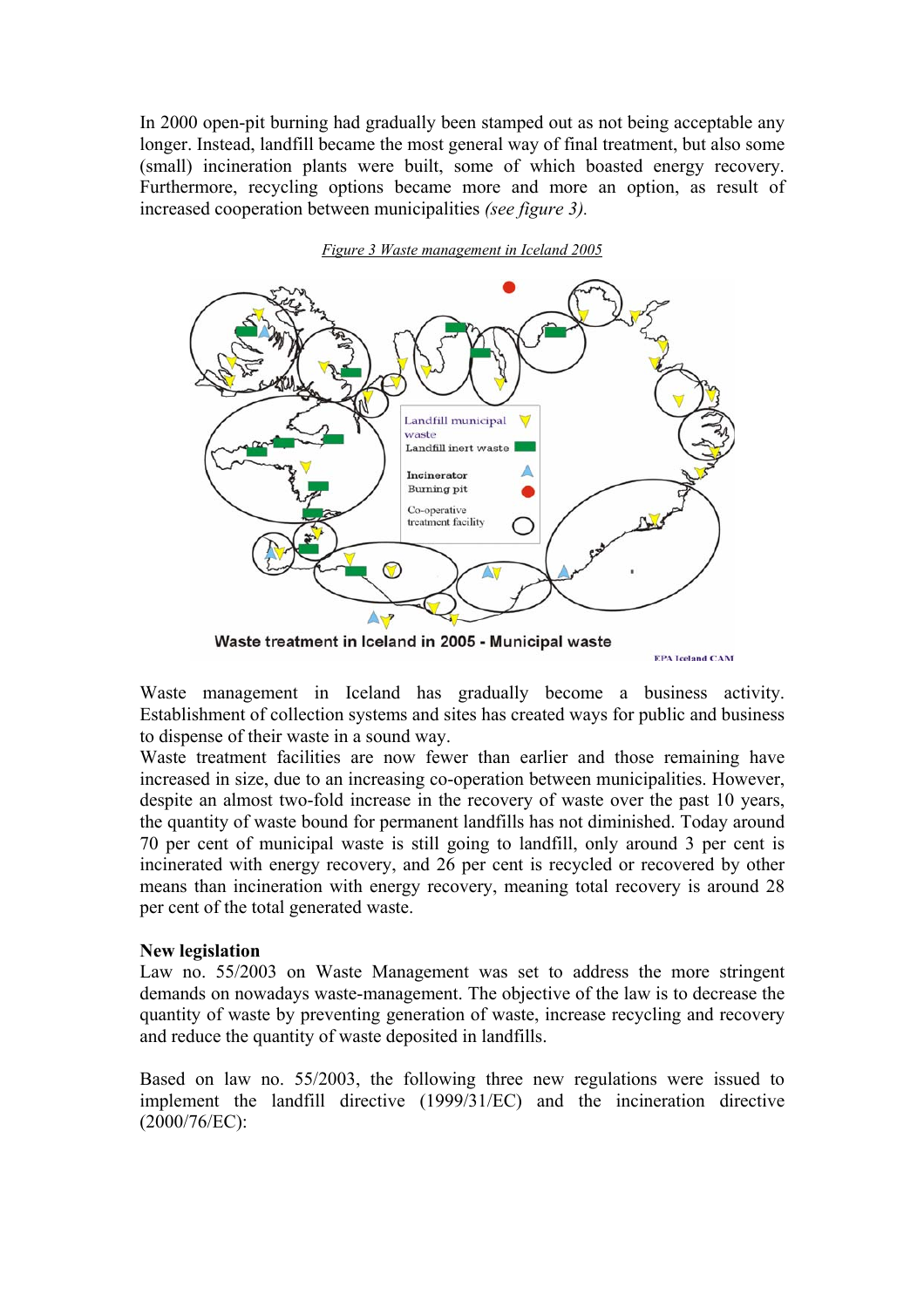In 2000 open-pit burning had gradually been stamped out as not being acceptable any longer. Instead, landfill became the most general way of final treatment, but also some (small) incineration plants were built, some of which boasted energy recovery. Furthermore, recycling options became more and more an option, as result of increased cooperation between municipalities *(see figure 3).*

*Figure 3 Waste management in Iceland 2005*

Waste management in Iceland has gradually become a business activity. Establishment of collection systems and sites has created ways for public and business to dispense of their waste in a sound way.

Waste treatment facilities are now fewer than earlier and those remaining have increased in size, due to an increasing co-operation between municipalities. However, despite an almost two-fold increase in the recovery of waste over the past 10 years, the quantity of waste bound for permanent landfills has not diminished. Today around 70 per cent of municipal waste is still going to landfill, only around 3 per cent is incinerated with energy recovery, and 26 per cent is recycled or recovered by other means than incineration with energy recovery, meaning total recovery is around 28 per cent of the total generated waste.

**New legislation**

Law no. 55/2003 on Waste Management was set to address the more stringent demands on nowadays waste-management. The objective of the law is to decrease the quantity of waste by preventing generation of waste, increase recycling and recovery and reduce the quantity of waste deposited in landfills.

Based on law no. 55/2003, the following three new regulations were issued to implement the landfill directive (1999/31/EC) and the incineration directive (2000/76/EC):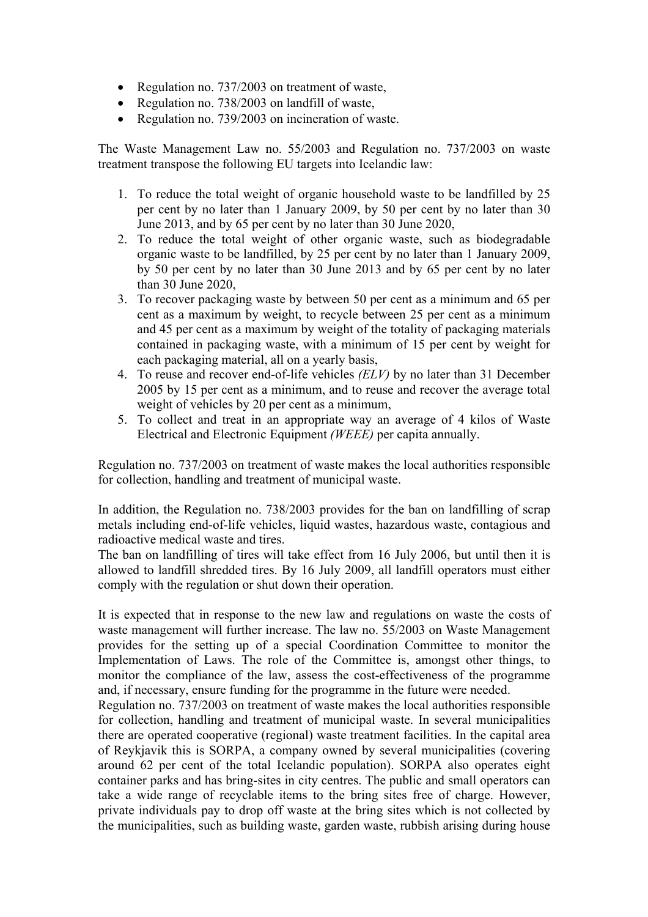- Regulation no. 737/2003 on treatment of waste,
- Regulation no. 738/2003 on landfill of waste,
- Regulation no. 739/2003 on incineration of waste.

The Waste Management Law no. 55/2003 and Regulation no. 737/2003 on waste treatment transpose the following EU targets into Icelandic law:

1. To reduce the total weight of organic household waste to be landfilled by 25 per cent by no later than 1 January 2009, by 50 per cent by no later than 30 June 2013, and by 65 per cent by no later than 30 June 2020,
2. To reduce the total weight of other organic waste, such as biodegradable organic waste to be landfilled, by 25 per cent by no later than 1 January 2009, by 50 per cent by no later than 30 June 2013 and by 65 per cent by no later than 30 June 2020,
3. To recover packaging waste by between 50 per cent as a minimum and 65 per cent as a maximum by weight, to recycle between 25 per cent as a minimum and 45 per cent as a maximum by weight of the totality of packaging materials contained in packaging waste, with a minimum of 15 per cent by weight for each packaging material, all on a yearly basis,
4. To reuse and recover end-of-life vehicles *(ELV)* by no later than 31 December 2005 by 15 per cent as a minimum, and to reuse and recover the average total weight of vehicles by 20 per cent as a minimum,
5. To collect and treat in an appropriate way an average of 4 kilos of Waste Electrical and Electronic Equipment *(WEEE)* per capita annually.

Regulation no. 737/2003 on treatment of waste makes the local authorities responsible for collection, handling and treatment of municipal waste.

In addition, the Regulation no. 738/2003 provides for the ban on landfilling of scrap metals including end-of-life vehicles, liquid wastes, hazardous waste, contagious and radioactive medical waste and tires.
The ban on landfilling of tires will take effect from 16 July 2006, but until then it is allowed to landfill shredded tires. By 16 July 2009, all landfill operators must either comply with the regulation or shut down their operation.

It is expected that in response to the new law and regulations on waste the costs of waste management will further increase. The law no. 55/2003 on Waste Management provides for the setting up of a special Coordination Committee to monitor the Implementation of Laws. The role of the Committee is, amongst other things, to monitor the compliance of the law, assess the cost-effectiveness of the programme and, if necessary, ensure funding for the programme in the future were needed.
Regulation no. 737/2003 on treatment of waste makes the local authorities responsible for collection, handling and treatment of municipal waste. In several municipalities there are operated cooperative (regional) waste treatment facilities. In the capital area of Reykjavik this is SORPA, a company owned by several municipalities (covering around 62 per cent of the total Icelandic population). SORPA also operates eight container parks and has bring-sites in city centres. The public and small operators can take a wide range of recyclable items to the bring sites free of charge. However, private individuals pay to drop off waste at the bring sites which is not collected by the municipalities, such as building waste, garden waste, rubbish arising during house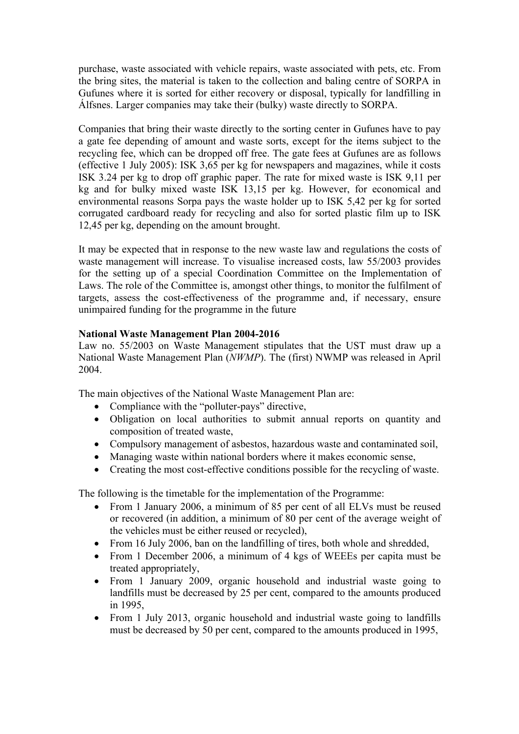purchase, waste associated with vehicle repairs, waste associated with pets, etc. From the bring sites, the material is taken to the collection and baling centre of SORPA in Gufunes where it is sorted for either recovery or disposal, typically for landfilling in Álfsnes. Larger companies may take their (bulky) waste directly to SORPA.

Companies that bring their waste directly to the sorting center in Gufunes have to pay a gate fee depending of amount and waste sorts, except for the items subject to the recycling fee, which can be dropped off free. The gate fees at Gufunes are as follows (effective 1 July 2005): ISK 3,65 per kg for newspapers and magazines, while it costs ISK 3.24 per kg to drop off graphic paper. The rate for mixed waste is ISK 9,11 per kg and for bulky mixed waste ISK 13,15 per kg. However, for economical and environmental reasons Sorpa pays the waste holder up to ISK 5,42 per kg for sorted corrugated cardboard ready for recycling and also for sorted plastic film up to ISK 12,45 per kg, depending on the amount brought.

It may be expected that in response to the new waste law and regulations the costs of waste management will increase. To visualise increased costs, law 55/2003 provides for the setting up of a special Coordination Committee on the Implementation of Laws. The role of the Committee is, amongst other things, to monitor the fulfilment of targets, assess the cost-effectiveness of the programme and, if necessary, ensure unimpaired funding for the programme in the future

**National Waste Management Plan 2004-2016**

Law no. 55/2003 on Waste Management stipulates that the UST must draw up a National Waste Management Plan (*NWMP*). The (first) NWMP was released in April 2004.

The main objectives of the National Waste Management Plan are:

- Compliance with the "polluter-pays" directive,
- Obligation on local authorities to submit annual reports on quantity and composition of treated waste,
- Compulsory management of asbestos, hazardous waste and contaminated soil,
- Managing waste within national borders where it makes economic sense,
- Creating the most cost-effective conditions possible for the recycling of waste.

The following is the timetable for the implementation of the Programme:

- From 1 January 2006, a minimum of 85 per cent of all ELVs must be reused or recovered (in addition, a minimum of 80 per cent of the average weight of the vehicles must be either reused or recycled),
- From 16 July 2006, ban on the landfilling of tires, both whole and shredded,
- From 1 December 2006, a minimum of 4 kgs of WEEEs per capita must be treated appropriately,
- From 1 January 2009, organic household and industrial waste going to landfills must be decreased by 25 per cent, compared to the amounts produced in 1995,
- From 1 July 2013, organic household and industrial waste going to landfills must be decreased by 50 per cent, compared to the amounts produced in 1995,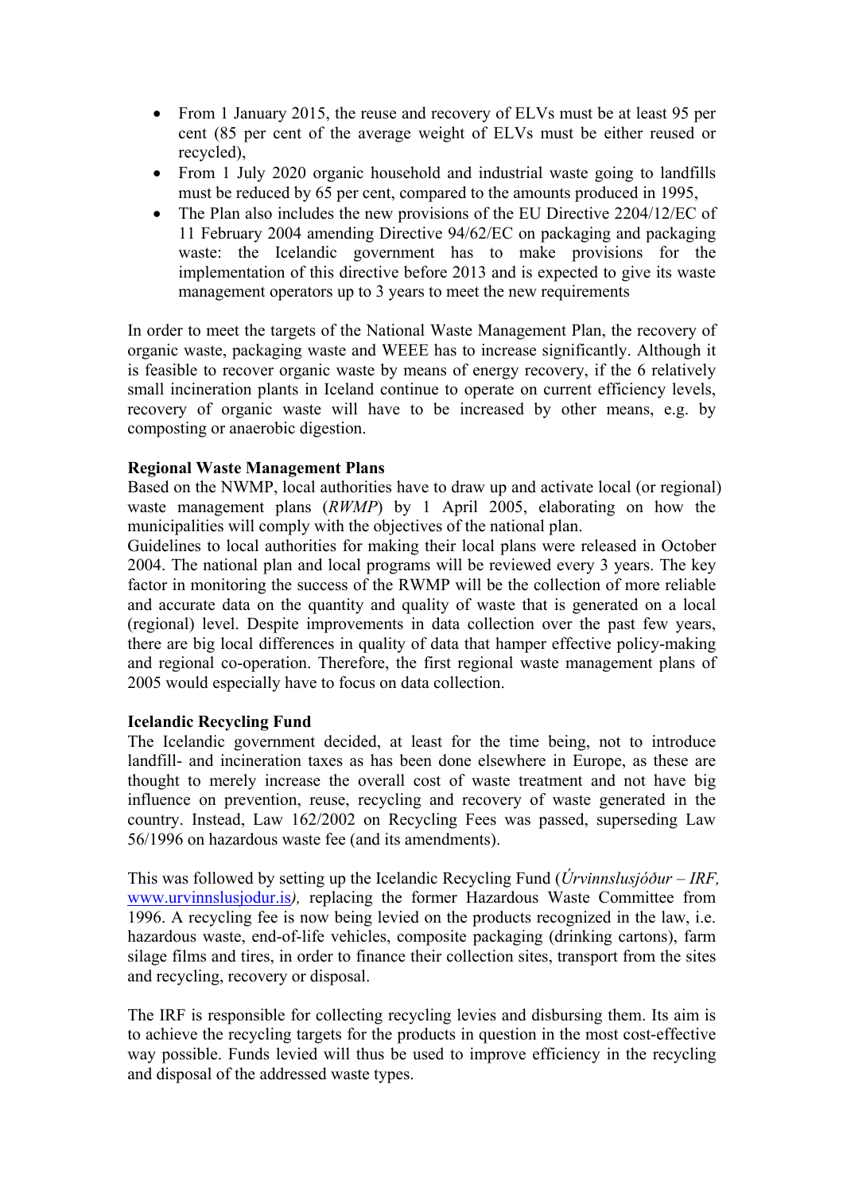- From 1 January 2015, the reuse and recovery of ELVs must be at least 95 per cent (85 per cent of the average weight of ELVs must be either reused or recycled),
- From 1 July 2020 organic household and industrial waste going to landfills must be reduced by 65 per cent, compared to the amounts produced in 1995,
- The Plan also includes the new provisions of the EU Directive 2204/12/EC of 11 February 2004 amending Directive 94/62/EC on packaging and packaging waste: the Icelandic government has to make provisions for the implementation of this directive before 2013 and is expected to give its waste management operators up to 3 years to meet the new requirements

In order to meet the targets of the National Waste Management Plan, the recovery of organic waste, packaging waste and WEEE has to increase significantly. Although it is feasible to recover organic waste by means of energy recovery, if the 6 relatively small incineration plants in Iceland continue to operate on current efficiency levels, recovery of organic waste will have to be increased by other means, e.g. by composting or anaerobic digestion.

**Regional Waste Management Plans**

Based on the NWMP, local authorities have to draw up and activate local (or regional) waste management plans (*RWMP*) by 1 April 2005, elaborating on how the municipalities will comply with the objectives of the national plan.

Guidelines to local authorities for making their local plans were released in October 2004. The national plan and local programs will be reviewed every 3 years. The key factor in monitoring the success of the RWMP will be the collection of more reliable and accurate data on the quantity and quality of waste that is generated on a local (regional) level. Despite improvements in data collection over the past few years, there are big local differences in quality of data that hamper effective policy-making and regional co-operation. Therefore, the first regional waste management plans of 2005 would especially have to focus on data collection.

**Icelandic Recycling Fund**

The Icelandic government decided, at least for the time being, not to introduce landfill- and incineration taxes as has been done elsewhere in Europe, as these are thought to merely increase the overall cost of waste treatment and not have big influence on prevention, reuse, recycling and recovery of waste generated in the country. Instead, Law 162/2002 on Recycling Fees was passed, superseding Law 56/1996 on hazardous waste fee (and its amendments).

This was followed by setting up the Icelandic Recycling Fund (*Úrvinnslusjóður – IRF,* www.urvinnslusjodur.is*)*, replacing the former Hazardous Waste Committee from 1996. A recycling fee is now being levied on the products recognized in the law, i.e. hazardous waste, end-of-life vehicles, composite packaging (drinking cartons), farm silage films and tires, in order to finance their collection sites, transport from the sites and recycling, recovery or disposal.

The IRF is responsible for collecting recycling levies and disbursing them. Its aim is to achieve the recycling targets for the products in question in the most cost-effective way possible. Funds levied will thus be used to improve efficiency in the recycling and disposal of the addressed waste types.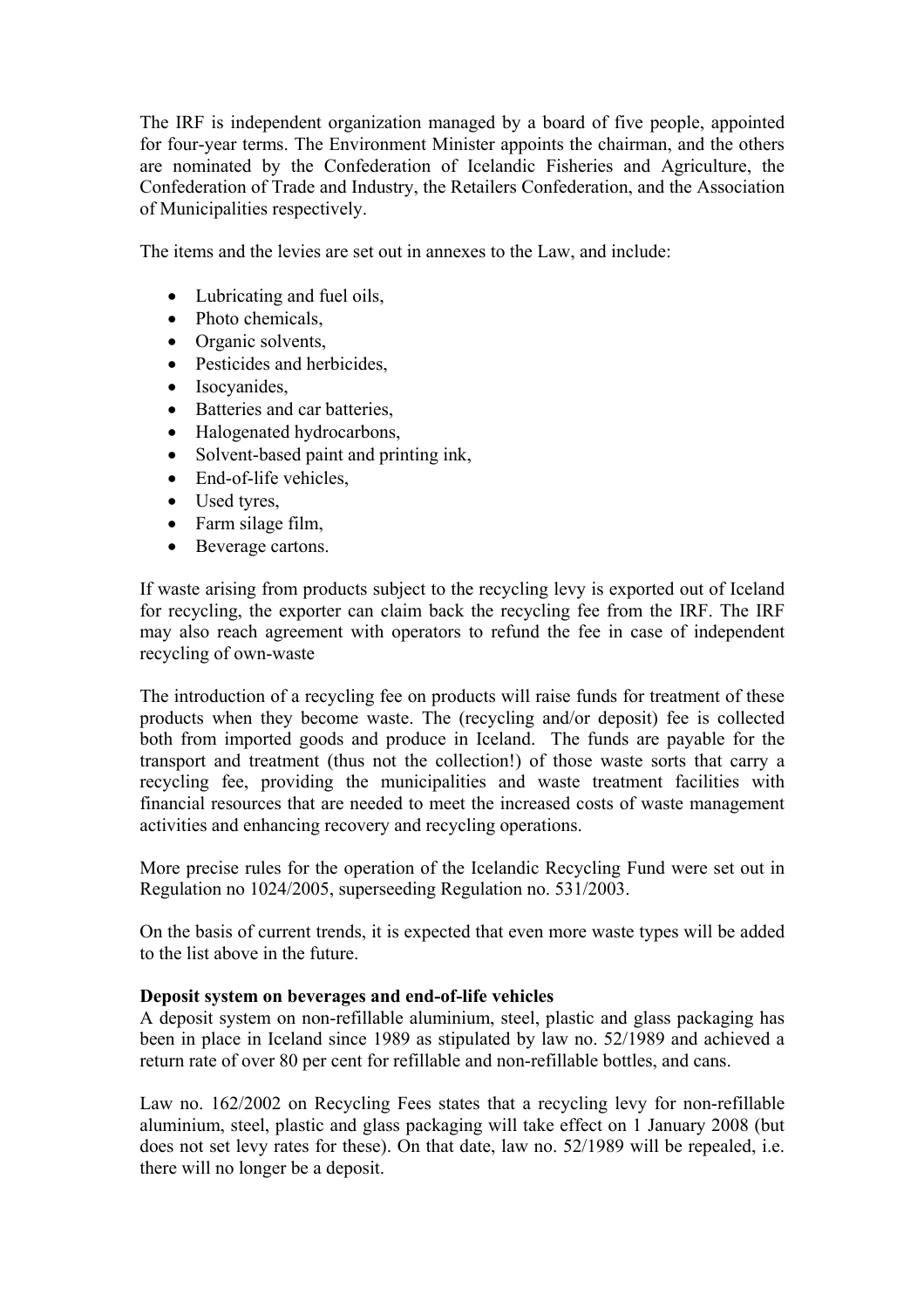The IRF is independent organization managed by a board of five people, appointed for four-year terms. The Environment Minister appoints the chairman, and the others are nominated by the Confederation of Icelandic Fisheries and Agriculture, the Confederation of Trade and Industry, the Retailers Confederation, and the Association of Municipalities respectively.

The items and the levies are set out in annexes to the Law, and include:

- Lubricating and fuel oils,
- Photo chemicals,
- Organic solvents,
- Pesticides and herbicides,
- Isocyanides,
- Batteries and car batteries,
- Halogenated hydrocarbons,
- Solvent-based paint and printing ink,
- End-of-life vehicles,
- Used tyres,
- Farm silage film,
- Beverage cartons.

If waste arising from products subject to the recycling levy is exported out of Iceland for recycling, the exporter can claim back the recycling fee from the IRF. The IRF may also reach agreement with operators to refund the fee in case of independent recycling of own-waste

The introduction of a recycling fee on products will raise funds for treatment of these products when they become waste. The (recycling and/or deposit) fee is collected both from imported goods and produce in Iceland. The funds are payable for the transport and treatment (thus not the collection!) of those waste sorts that carry a recycling fee, providing the municipalities and waste treatment facilities with financial resources that are needed to meet the increased costs of waste management activities and enhancing recovery and recycling operations.

More precise rules for the operation of the Icelandic Recycling Fund were set out in Regulation no 1024/2005, superseeding Regulation no. 531/2003.

On the basis of current trends, it is expected that even more waste types will be added to the list above in the future.

**Deposit system on beverages and end-of-life vehicles**

A deposit system on non-refillable aluminium, steel, plastic and glass packaging has been in place in Iceland since 1989 as stipulated by law no. 52/1989 and achieved a return rate of over 80 per cent for refillable and non-refillable bottles, and cans.

Law no. 162/2002 on Recycling Fees states that a recycling levy for non-refillable aluminium, steel, plastic and glass packaging will take effect on 1 January 2008 (but does not set levy rates for these). On that date, law no. 52/1989 will be repealed, i.e. there will no longer be a deposit.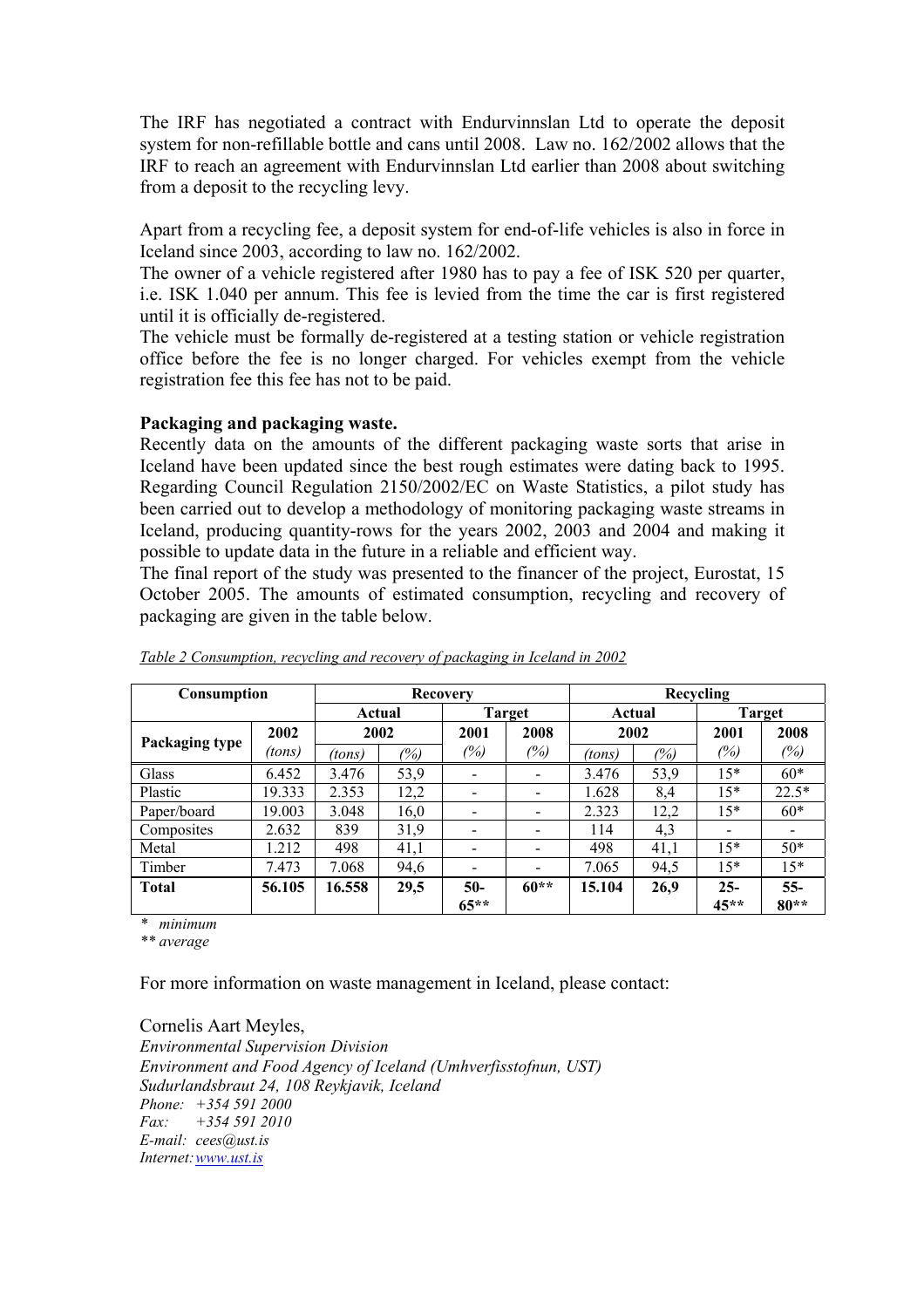The IRF has negotiated a contract with Endurvinnslan Ltd to operate the deposit system for non-refillable bottle and cans until 2008. Law no. 162/2002 allows that the IRF to reach an agreement with Endurvinnslan Ltd earlier than 2008 about switching from a deposit to the recycling levy.

Apart from a recycling fee, a deposit system for end-of-life vehicles is also in force in Iceland since 2003, according to law no. 162/2002.
The owner of a vehicle registered after 1980 has to pay a fee of ISK 520 per quarter, i.e. ISK 1.040 per annum. This fee is levied from the time the car is first registered until it is officially de-registered.
The vehicle must be formally de-registered at a testing station or vehicle registration office before the fee is no longer charged. For vehicles exempt from the vehicle registration fee this fee has not to be paid.

**Packaging and packaging waste.**
Recently data on the amounts of the different packaging waste sorts that arise in Iceland have been updated since the best rough estimates were dating back to 1995. Regarding Council Regulation 2150/2002/EC on Waste Statistics, a pilot study has been carried out to develop a methodology of monitoring packaging waste streams in Iceland, producing quantity-rows for the years 2002, 2003 and 2004 and making it possible to update data in the future in a reliable and efficient way.
The final report of the study was presented to the financer of the project, Eurostat, 15 October 2005. The amounts of estimated consumption, recycling and recovery of packaging are given in the table below.

*Table 2 Consumption, recycling and recovery of packaging in Iceland in 2002*

| Consumption | | Recovery | | | | Recycling | | | |
|---|---|---|---|---|---|---|---|---|---|
| | | Actual | | Target | | Actual | | Target | |
| Packaging type | 2002 | 2002 | | 2001 | 2008 | 2002 | | 2001 | 2008 |
| | *(tons)* | *(tons)* | *(%)* | *(%)* | *(%)* | *(tons)* | *(%)* | *(%)* | *(%)* |
| Glass | 6.452 | 3.476 | 53,9 | - | - | 3.476 | 53,9 | 15* | 60* |
| Plastic | 19.333 | 2.353 | 12,2 | - | - | 1.628 | 8,4 | 15* | 22.5* |
| Paper/board | 19.003 | 3.048 | 16,0 | - | - | 2.323 | 12,2 | 15* | 60* |
| Composites | 2.632 | 839 | 31,9 | - | - | 114 | 4,3 | - | - |
| Metal | 1.212 | 498 | 41,1 | - | - | 498 | 41,1 | 15* | 50* |
| Timber | 7.473 | 7.068 | 94,6 | - | - | 7.065 | 94,5 | 15* | 15* |
| **Total** | **56.105** | **16.558** | **29,5** | **50-65**** | **60**** | **15.104** | **26,9** | **25-45**** | **55-80**** |

\* *minimum*
** *average*

For more information on waste management in Iceland, please contact:

Cornelis Aart Meyles,
*Environmental Supervision Division*
*Environment and Food Agency of Iceland (Umhverfisstofnun, UST)*
*Sudurlandsbraut 24, 108 Reykjavik, Iceland*
*Phone: +354 591 2000*
*Fax: +354 591 2010*
*E-mail: cees@ust.is*
*Internet: www.ust.is*